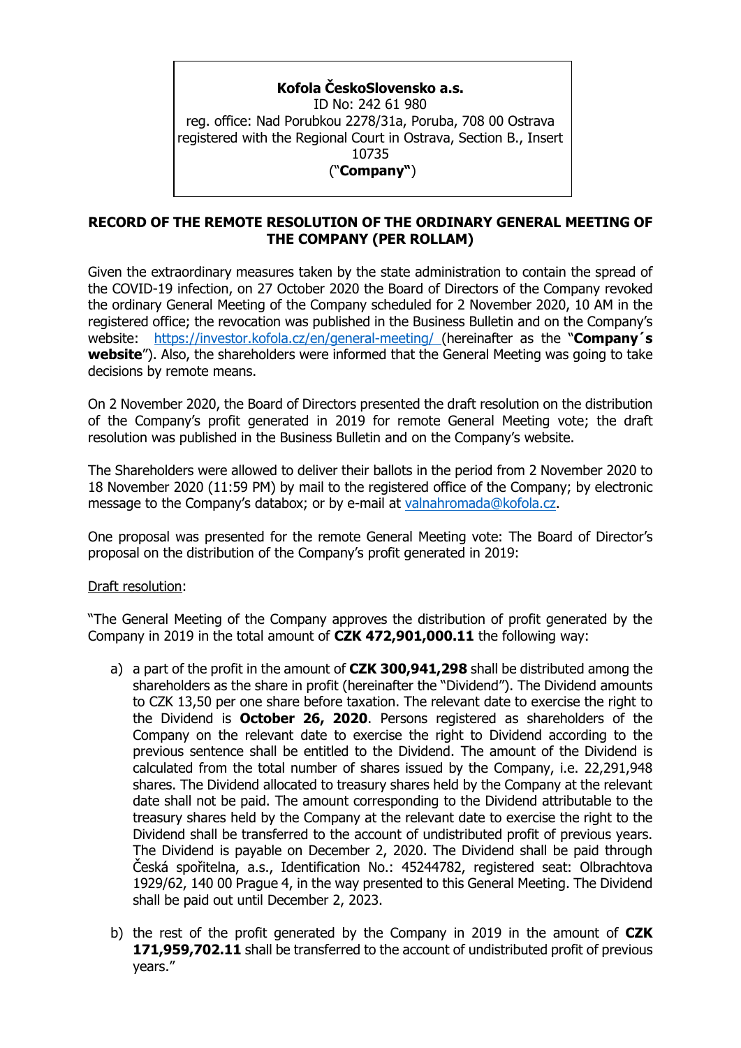**Kofola ČeskoSlovensko a.s.**
ID No: 242 61 980
reg. office: Nad Porubkou 2278/31a, Poruba, 708 00 Ostrava
registered with the Regional Court in Ostrava, Section B., Insert 10735
("**Company"**)

## RECORD OF THE REMOTE RESOLUTION OF THE ORDINARY GENERAL MEETING OF THE COMPANY (PER ROLLAM)

Given the extraordinary measures taken by the state administration to contain the spread of the COVID-19 infection, on 27 October 2020 the Board of Directors of the Company revoked the ordinary General Meeting of the Company scheduled for 2 November 2020, 10 AM in the registered office; the revocation was published in the Business Bulletin and on the Company's website: https://investor.kofola.cz/en/general-meeting/ (hereinafter as the "**Company´s website**"). Also, the shareholders were informed that the General Meeting was going to take decisions by remote means.

On 2 November 2020, the Board of Directors presented the draft resolution on the distribution of the Company's profit generated in 2019 for remote General Meeting vote; the draft resolution was published in the Business Bulletin and on the Company's website.

The Shareholders were allowed to deliver their ballots in the period from 2 November 2020 to 18 November 2020 (11:59 PM) by mail to the registered office of the Company; by electronic message to the Company's databox; or by e-mail at valnahromada@kofola.cz.

One proposal was presented for the remote General Meeting vote: The Board of Director's proposal on the distribution of the Company's profit generated in 2019:

Draft resolution:

"The General Meeting of the Company approves the distribution of profit generated by the Company in 2019 in the total amount of **CZK 472,901,000.11** the following way:

a) a part of the profit in the amount of **CZK 300,941,298** shall be distributed among the shareholders as the share in profit (hereinafter the "Dividend"). The Dividend amounts to CZK 13,50 per one share before taxation. The relevant date to exercise the right to the Dividend is **October 26, 2020**. Persons registered as shareholders of the Company on the relevant date to exercise the right to Dividend according to the previous sentence shall be entitled to the Dividend. The amount of the Dividend is calculated from the total number of shares issued by the Company, i.e. 22,291,948 shares. The Dividend allocated to treasury shares held by the Company at the relevant date shall not be paid. The amount corresponding to the Dividend attributable to the treasury shares held by the Company at the relevant date to exercise the right to the Dividend shall be transferred to the account of undistributed profit of previous years. The Dividend is payable on December 2, 2020. The Dividend shall be paid through Česká spořitelna, a.s., Identification No.: 45244782, registered seat: Olbrachtova 1929/62, 140 00 Prague 4, in the way presented to this General Meeting. The Dividend shall be paid out until December 2, 2023.

b) the rest of the profit generated by the Company in 2019 in the amount of **CZK 171,959,702.11** shall be transferred to the account of undistributed profit of previous years."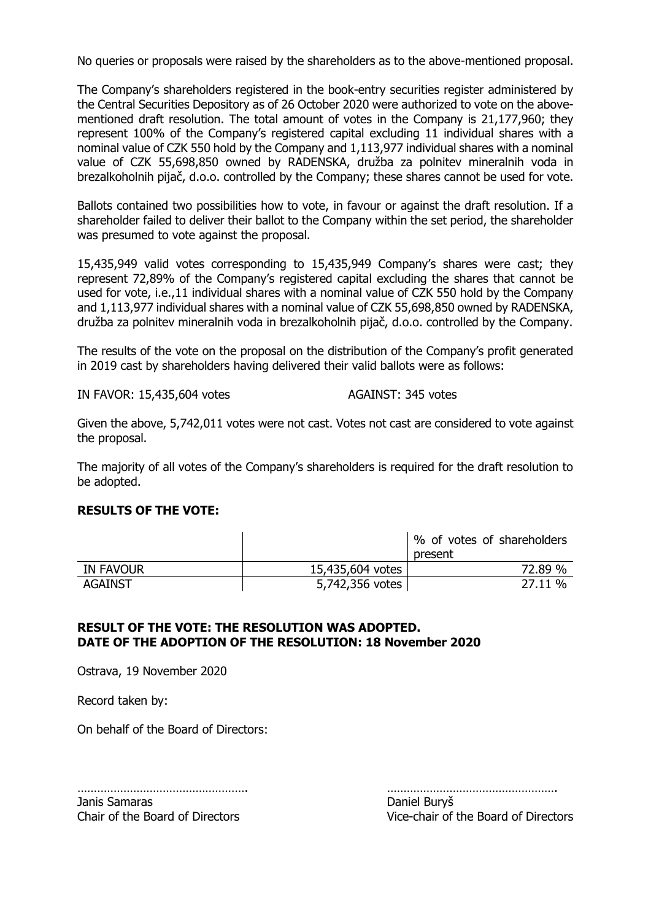No queries or proposals were raised by the shareholders as to the above-mentioned proposal.

The Company's shareholders registered in the book-entry securities register administered by the Central Securities Depository as of 26 October 2020 were authorized to vote on the above-mentioned draft resolution. The total amount of votes in the Company is 21,177,960; they represent 100% of the Company's registered capital excluding 11 individual shares with a nominal value of CZK 550 hold by the Company and 1,113,977 individual shares with a nominal value of CZK 55,698,850 owned by RADENSKA, družba za polnitev mineralnih voda in brezalkoholnih pijač, d.o.o. controlled by the Company; these shares cannot be used for vote.

Ballots contained two possibilities how to vote, in favour or against the draft resolution. If a shareholder failed to deliver their ballot to the Company within the set period, the shareholder was presumed to vote against the proposal.

15,435,949 valid votes corresponding to 15,435,949 Company's shares were cast; they represent 72,89% of the Company's registered capital excluding the shares that cannot be used for vote, i.e.,11 individual shares with a nominal value of CZK 550 hold by the Company and 1,113,977 individual shares with a nominal value of CZK 55,698,850 owned by RADENSKA, družba za polnitev mineralnih voda in brezalkoholnih pijač, d.o.o. controlled by the Company.

The results of the vote on the proposal on the distribution of the Company's profit generated in 2019 cast by shareholders having delivered their valid ballots were as follows:

IN FAVOR: 15,435,604 votes AGAINST: 345 votes

Given the above, 5,742,011 votes were not cast. Votes not cast are considered to vote against the proposal.

The majority of all votes of the Company's shareholders is required for the draft resolution to be adopted.

**RESULTS OF THE VOTE:**

| | | % of votes of shareholders present |
|---|---|---|
| IN FAVOUR | 15,435,604 votes | 72.89 % |
| AGAINST | 5,742,356 votes | 27.11 % |

**RESULT OF THE VOTE: THE RESOLUTION WAS ADOPTED.**
**DATE OF THE ADOPTION OF THE RESOLUTION: 18 November 2020**

Ostrava, 19 November 2020

Record taken by:

On behalf of the Board of Directors:

……………………………………………. ……………………………………………

Janis Samaras
Chair of the Board of Directors

Daniel Buryš
Vice-chair of the Board of Directors